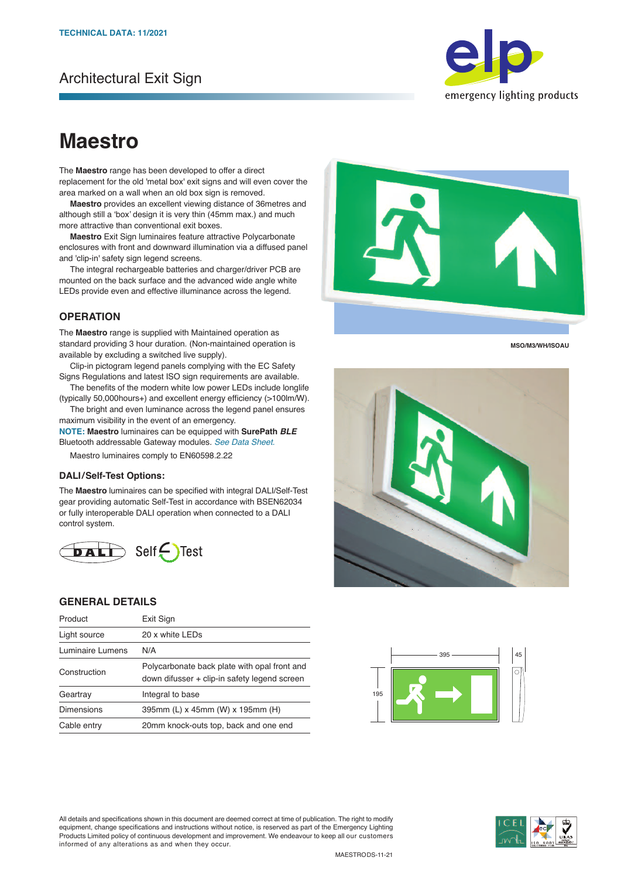TECHNICAL DATA: 11/2021

Architectural Exit Sign

# Maestro

The **Maestro** range has been developed to offer a direct replacement for the old 'metal box' exit signs and will even cover the area marked on a wall when an old box sign is removed.

**Maestro** provides an excellent viewing distance of 36metres and although still a 'box' design it is very thin (45mm max.) and much more attractive than conventional exit boxes.

**Maestro** Exit Sign luminaires feature attractive Polycarbonate enclosures with front and downward illumination via a diffused panel and 'clip-in' safety sign legend screens.

The integral rechargeable batteries and charger/driver PCB are mounted on the back surface and the advanced wide angle white LEDs provide even and effective illuminance across the legend.

## OPERATION

The **Maestro** range is supplied with Maintained operation as standard providing 3 hour duration. (Non-maintained operation is available by excluding a switched live supply).

Clip-in pictogram legend panels complying with the EC Safety Signs Regulations and latest ISO sign requirements are available.

The benefits of the modern white low power LEDs include longlife (typically 50,000hours+) and excellent energy efficiency (>100lm/W).

The bright and even luminance across the legend panel ensures maximum visibility in the event of an emergency.

**NOTE:** **Maestro** luminaires can be equipped with **SurePath** ***BLE*** Bluetooth addressable Gateway modules. *See Data Sheet.*

Maestro luminaires comply to EN60598.2.22

### DALI/Self-Test Options:

The **Maestro** luminaires can be specified with integral DALI/Self-Test gear providing automatic Self-Test in accordance with BSEN62034 or fully interoperable DALI operation when connected to a DALI control system.

DALI Self Test

MSO/M3/WH/ISOAU

## GENERAL DETAILS

| | |
|---|---|
| Product | Exit Sign |
| Light source | 20 x white LEDs |
| Luminaire Lumens | N/A |
| Construction | Polycarbonate back plate with opal front and down diffuser + clip-in safety legend screen |
| Geartray | Integral to base |
| Dimensions | 395mm (L) x 45mm (W) x 195mm (H) |
| Cable entry | 20mm knock-outs top, back and one end |

395 45 195

All details and specifications shown in this document are deemed correct at time of publication. The right to modify equipment, change specifications and instructions without notice, is reserved as part of the Emergency Lighting Products Limited policy of continuous development and improvement. We endeavour to keep all our customers informed of any alterations as and when they occur.

MAESTRODS-11-21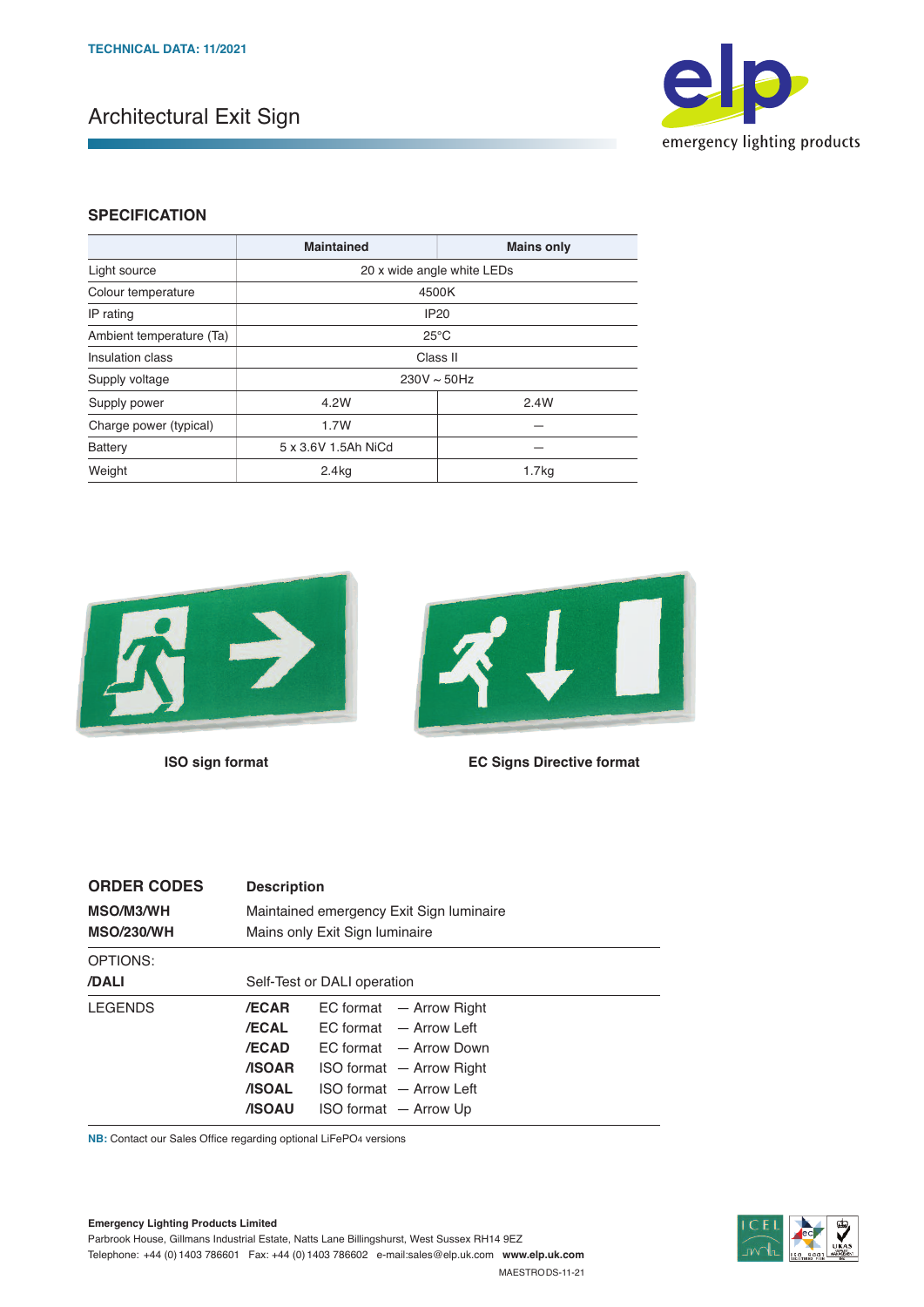TECHNICAL DATA: 11/2021

# Architectural Exit Sign

## SPECIFICATION

| | Maintained | Mains only |
|---|---|---|
| Light source | 20 x wide angle white LEDs | |
| Colour temperature | 4500K | |
| IP rating | IP20 | |
| Ambient temperature (Ta) | 25°C | |
| Insulation class | Class II | |
| Supply voltage | 230V ~ 50Hz | |
| Supply power | 4.2W | 2.4W |
| Charge power (typical) | 1.7W | – |
| Battery | 5 x 3.6V 1.5Ah NiCd | – |
| Weight | 2.4kg | 1.7kg |

**ISO sign format**

**EC Signs Directive format**

| ORDER CODES | Description | |
|---|---|---|
| **MSO/M3/WH** | Maintained emergency Exit Sign luminaire | |
| **MSO/230/WH** | Mains only Exit Sign luminaire | |
| OPTIONS: | | |
| **/DALI** | Self-Test or DALI operation | |
| LEGENDS | **/ECAR** | EC format – Arrow Right |
| | **/ECAL** | EC format – Arrow Left |
| | **/ECAD** | EC format – Arrow Down |
| | **/ISOAR** | ISO format – Arrow Right |
| | **/ISOAL** | ISO format – Arrow Left |
| | **/ISOAU** | ISO format – Arrow Up |

**NB:** Contact our Sales Office regarding optional $LiFePO_4$ versions

**Emergency Lighting Products Limited**
Parbrook House, Gillmans Industrial Estate, Natts Lane Billingshurst, West Sussex RH14 9EZ
Telephone: +44 (0) 1403 786601 Fax: +44 (0) 1403 786602 e-mail:sales@elp.uk.com **www.elp.uk.com**

MAESTRODS-11-21